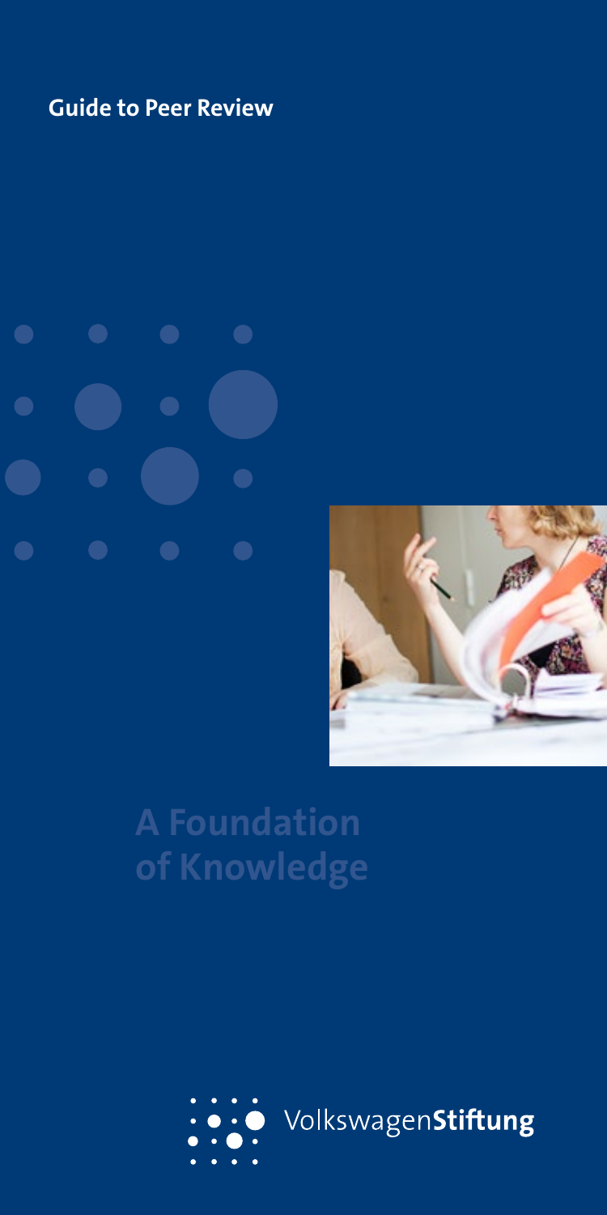**Guide to Peer Review**

# A Foundation of Knowledge

VolkswagenStiftung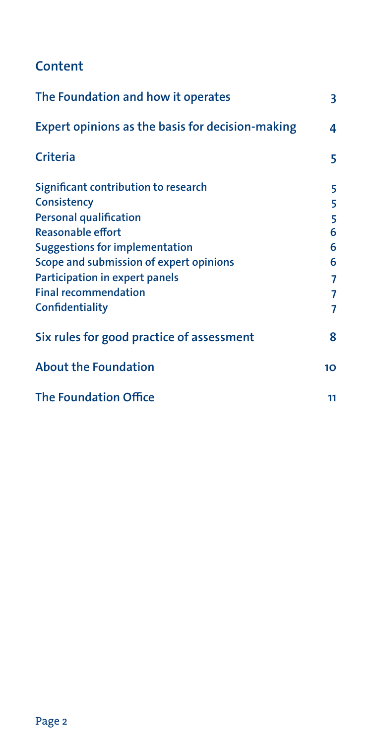## Content

| | |
|---|---|
| The Foundation and how it operates | 3 |
| Expert opinions as the basis for decision-making | 4 |
| Criteria | 5 |
| Significant contribution to research | 5 |
| Consistency | 5 |
| Personal qualification | 5 |
| Reasonable effort | 6 |
| Suggestions for implementation | 6 |
| Scope and submission of expert opinions | 6 |
| Participation in expert panels | 7 |
| Final recommendation | 7 |
| Confidentiality | 7 |
| Six rules for good practice of assessment | 8 |
| About the Foundation | 10 |
| The Foundation Office | 11 |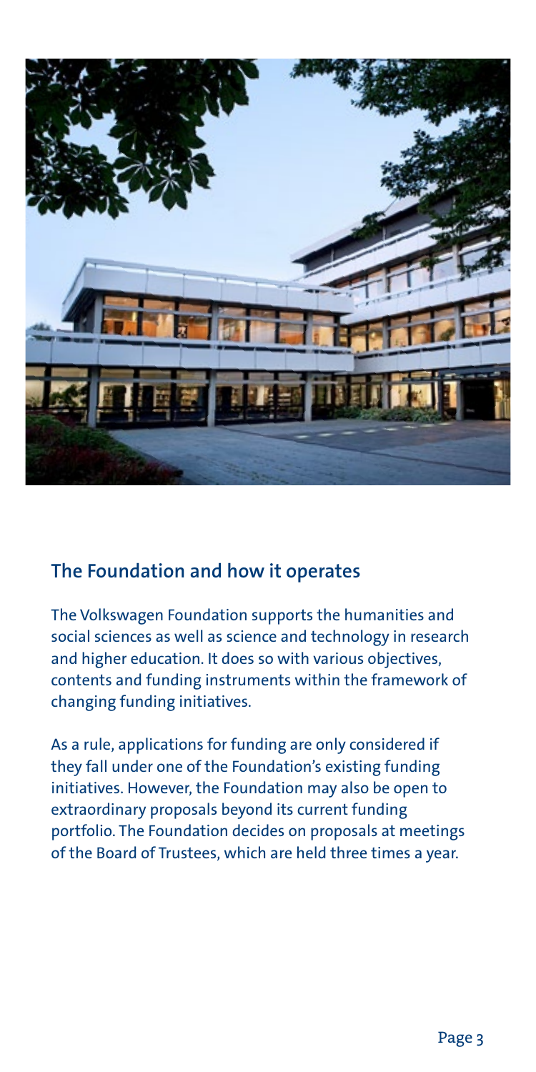## The Foundation and how it operates

The Volkswagen Foundation supports the humanities and social sciences as well as science and technology in research and higher education. It does so with various objectives, contents and funding instruments within the framework of changing funding initiatives.

As a rule, applications for funding are only considered if they fall under one of the Foundation's existing funding initiatives. However, the Foundation may also be open to extraordinary proposals beyond its current funding portfolio. The Foundation decides on proposals at meetings of the Board of Trustees, which are held three times a year.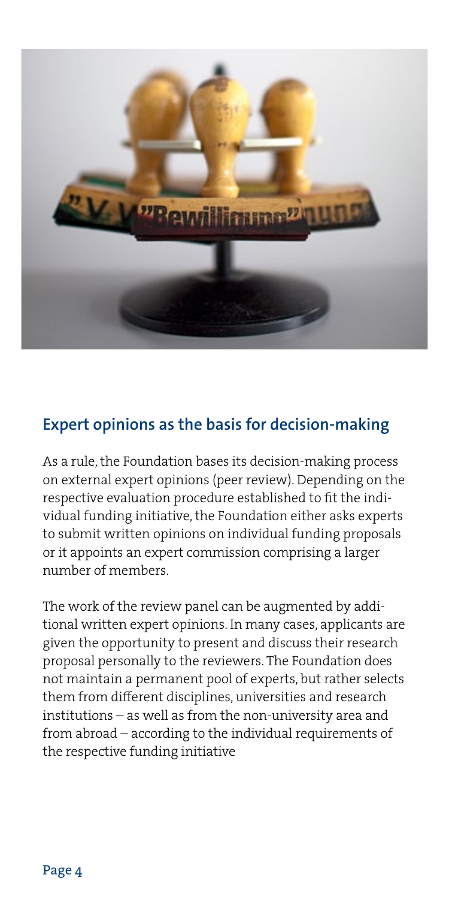## Expert opinions as the basis for decision-making

As a rule, the Foundation bases its decision-making process on external expert opinions (peer review). Depending on the respective evaluation procedure established to fit the individual funding initiative, the Foundation either asks experts to submit written opinions on individual funding proposals or it appoints an expert commission comprising a larger number of members.

The work of the review panel can be augmented by additional written expert opinions. In many cases, applicants are given the opportunity to present and discuss their research proposal personally to the reviewers. The Foundation does not maintain a permanent pool of experts, but rather selects them from different disciplines, universities and research institutions – as well as from the non-university area and from abroad – according to the individual requirements of the respective funding initiative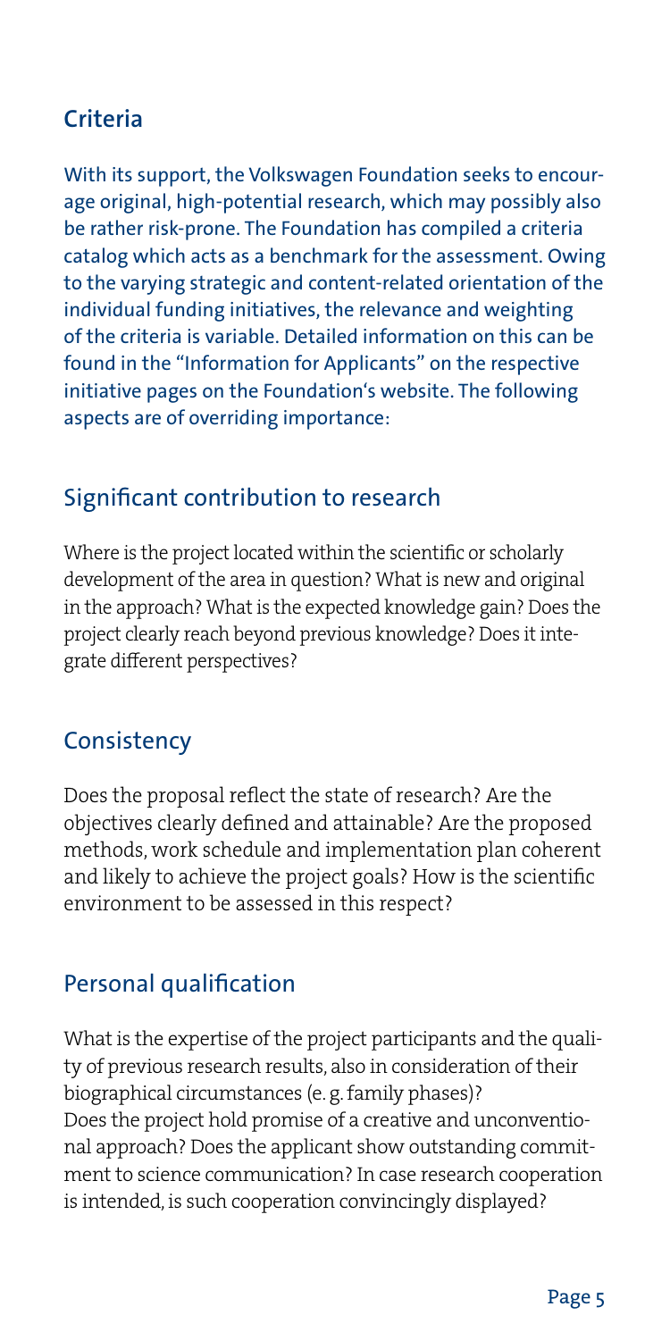## Criteria

With its support, the Volkswagen Foundation seeks to encourage original, high-potential research, which may possibly also be rather risk-prone. The Foundation has compiled a criteria catalog which acts as a benchmark for the assessment. Owing to the varying strategic and content-related orientation of the individual funding initiatives, the relevance and weighting of the criteria is variable. Detailed information on this can be found in the "Information for Applicants" on the respective initiative pages on the Foundation's website. The following aspects are of overriding importance:

### Significant contribution to research

Where is the project located within the scientific or scholarly development of the area in question? What is new and original in the approach? What is the expected knowledge gain? Does the project clearly reach beyond previous knowledge? Does it integrate different perspectives?

### Consistency

Does the proposal reflect the state of research? Are the objectives clearly defined and attainable? Are the proposed methods, work schedule and implementation plan coherent and likely to achieve the project goals? How is the scientific environment to be assessed in this respect?

### Personal qualification

What is the expertise of the project participants and the quality of previous research results, also in consideration of their biographical circumstances (e. g. family phases)?
Does the project hold promise of a creative and unconventional approach? Does the applicant show outstanding commitment to science communication? In case research cooperation is intended, is such cooperation convincingly displayed?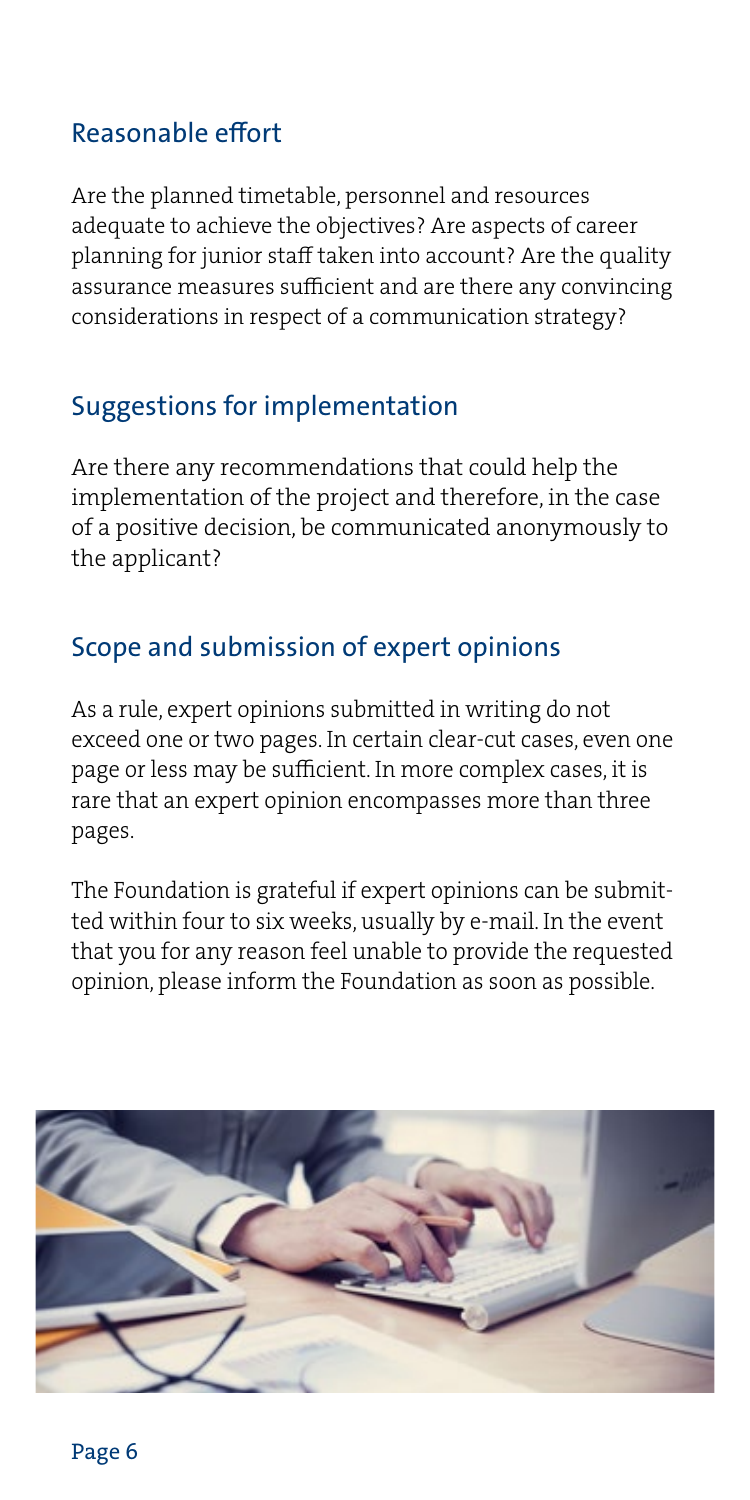## Reasonable effort

Are the planned timetable, personnel and resources adequate to achieve the objectives? Are aspects of career planning for junior staff taken into account? Are the quality assurance measures sufficient and are there any convincing considerations in respect of a communication strategy?

## Suggestions for implementation

Are there any recommendations that could help the implementation of the project and therefore, in the case of a positive decision, be communicated anonymously to the applicant?

## Scope and submission of expert opinions

As a rule, expert opinions submitted in writing do not exceed one or two pages. In certain clear-cut cases, even one page or less may be sufficient. In more complex cases, it is rare that an expert opinion encompasses more than three pages.

The Foundation is grateful if expert opinions can be submitted within four to six weeks, usually by e-mail. In the event that you for any reason feel unable to provide the requested opinion, please inform the Foundation as soon as possible.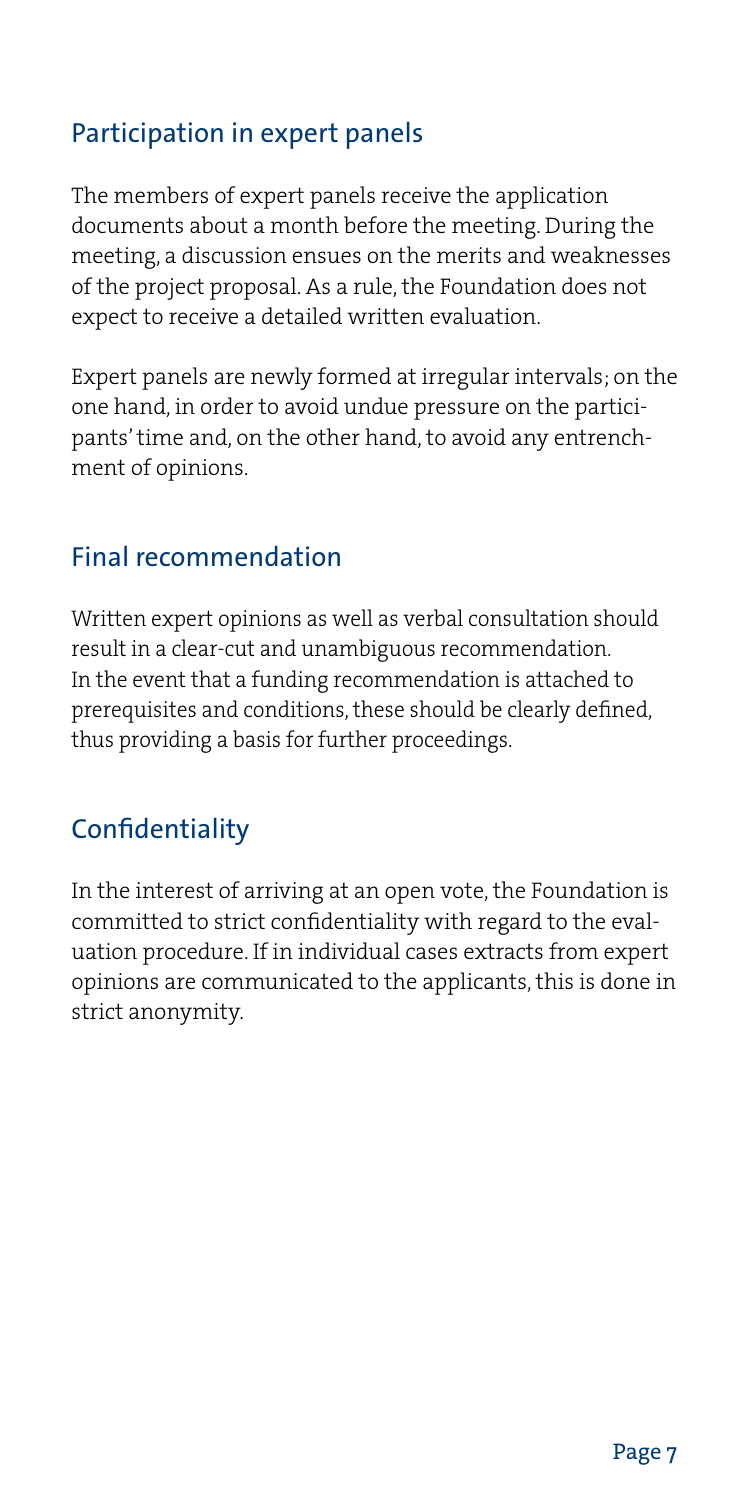## Participation in expert panels

The members of expert panels receive the application documents about a month before the meeting. During the meeting, a discussion ensues on the merits and weaknesses of the project proposal. As a rule, the Foundation does not expect to receive a detailed written evaluation.

Expert panels are newly formed at irregular intervals; on the one hand, in order to avoid undue pressure on the participants' time and, on the other hand, to avoid any entrenchment of opinions.

## Final recommendation

Written expert opinions as well as verbal consultation should result in a clear-cut and unambiguous recommendation. In the event that a funding recommendation is attached to prerequisites and conditions, these should be clearly defined, thus providing a basis for further proceedings.

## Confidentiality

In the interest of arriving at an open vote, the Foundation is committed to strict confidentiality with regard to the evaluation procedure. If in individual cases extracts from expert opinions are communicated to the applicants, this is done in strict anonymity.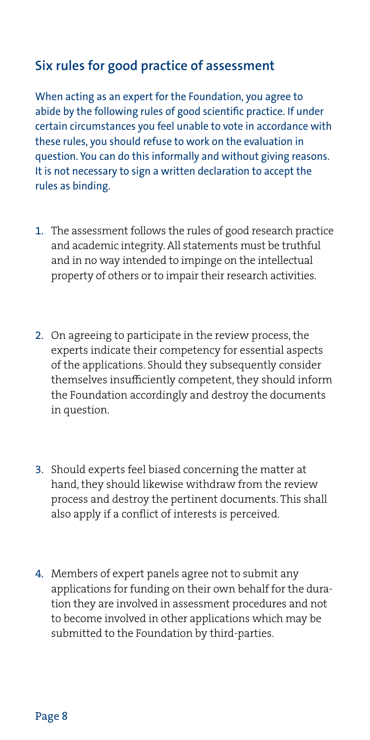## Six rules for good practice of assessment

When acting as an expert for the Foundation, you agree to abide by the following rules of good scientific practice. If under certain circumstances you feel unable to vote in accordance with these rules, you should refuse to work on the evaluation in question. You can do this informally and without giving reasons. It is not necessary to sign a written declaration to accept the rules as binding.

1. The assessment follows the rules of good research practice and academic integrity. All statements must be truthful and in no way intended to impinge on the intellectual property of others or to impair their research activities.

2. On agreeing to participate in the review process, the experts indicate their competency for essential aspects of the applications. Should they subsequently consider themselves insufficiently competent, they should inform the Foundation accordingly and destroy the documents in question.

3. Should experts feel biased concerning the matter at hand, they should likewise withdraw from the review process and destroy the pertinent documents. This shall also apply if a conflict of interests is perceived.

4. Members of expert panels agree not to submit any applications for funding on their own behalf for the duration they are involved in assessment procedures and not to become involved in other applications which may be submitted to the Foundation by third-parties.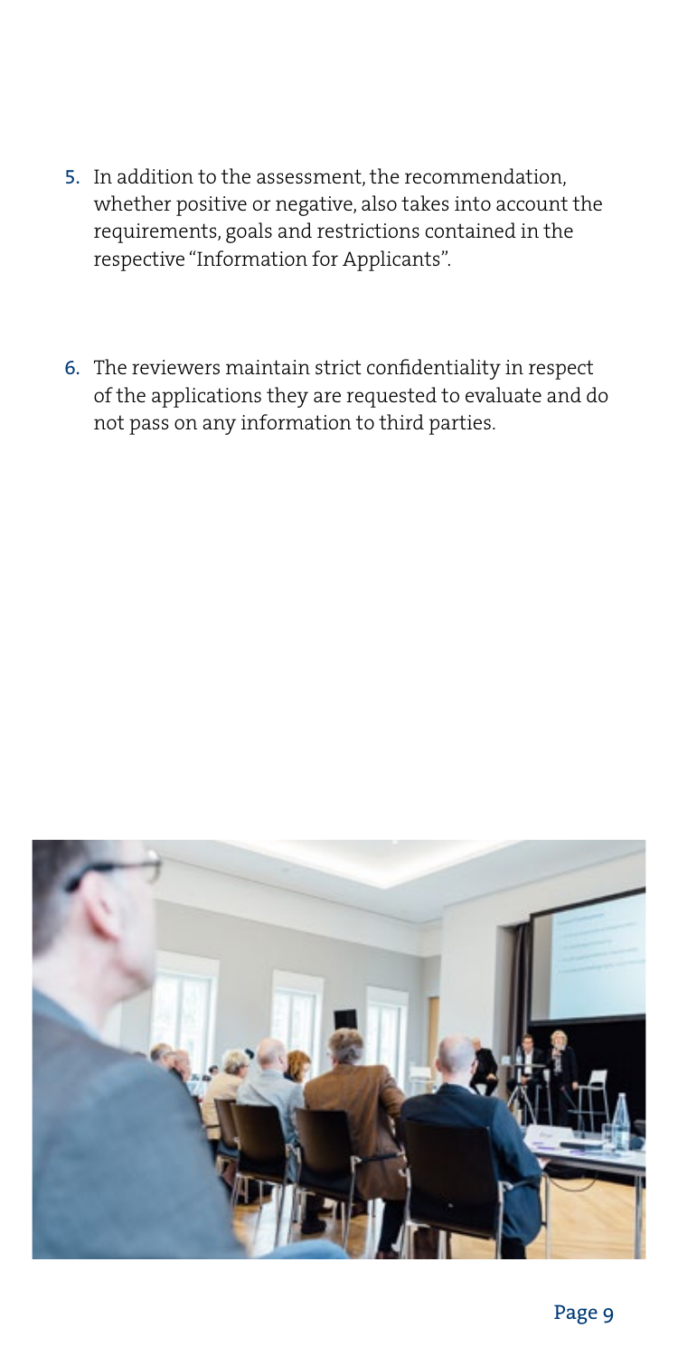5. In addition to the assessment, the recommendation, whether positive or negative, also takes into account the requirements, goals and restrictions contained in the respective "Information for Applicants".

6. The reviewers maintain strict confidentiality in respect of the applications they are requested to evaluate and do not pass on any information to third parties.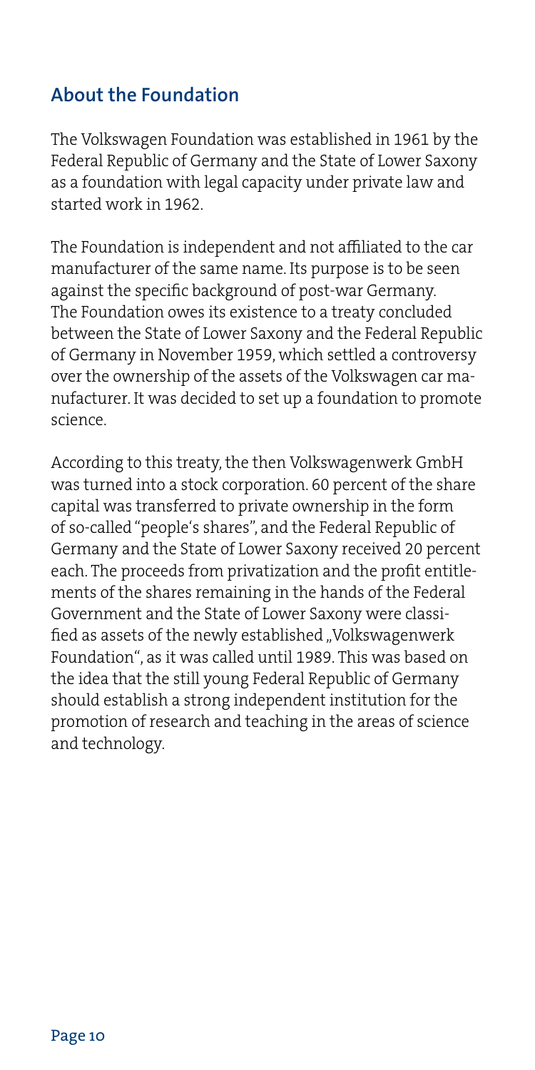## About the Foundation

The Volkswagen Foundation was established in 1961 by the Federal Republic of Germany and the State of Lower Saxony as a foundation with legal capacity under private law and started work in 1962.

The Foundation is independent and not affiliated to the car manufacturer of the same name. Its purpose is to be seen against the specific background of post-war Germany. The Foundation owes its existence to a treaty concluded between the State of Lower Saxony and the Federal Republic of Germany in November 1959, which settled a controversy over the ownership of the assets of the Volkswagen car manufacturer. It was decided to set up a foundation to promote science.

According to this treaty, the then Volkswagenwerk GmbH was turned into a stock corporation. 60 percent of the share capital was transferred to private ownership in the form of so-called "people's shares", and the Federal Republic of Germany and the State of Lower Saxony received 20 percent each. The proceeds from privatization and the profit entitlements of the shares remaining in the hands of the Federal Government and the State of Lower Saxony were classified as assets of the newly established „Volkswagenwerk Foundation", as it was called until 1989. This was based on the idea that the still young Federal Republic of Germany should establish a strong independent institution for the promotion of research and teaching in the areas of science and technology.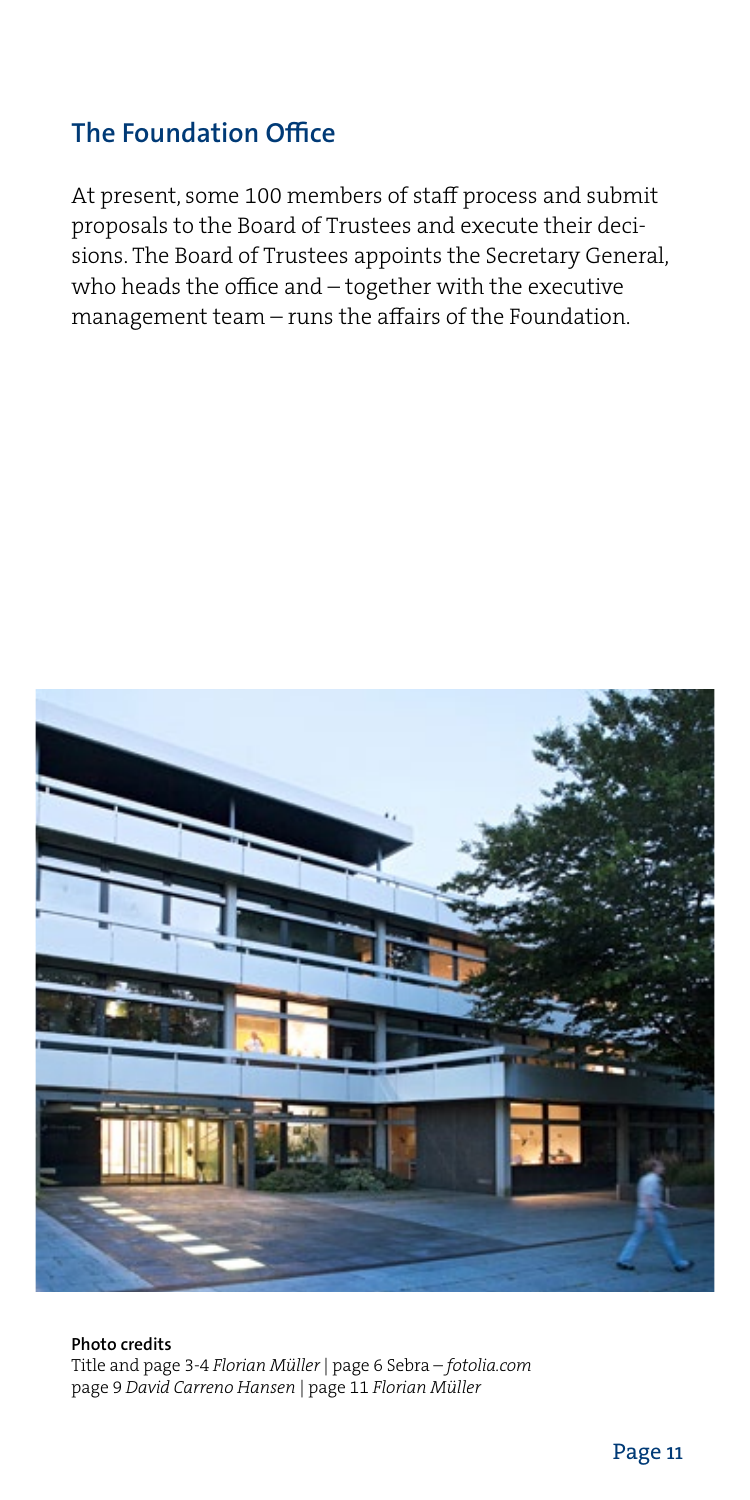## The Foundation Office

At present, some 100 members of staff process and submit proposals to the Board of Trustees and execute their decisions. The Board of Trustees appoints the Secretary General, who heads the office and – together with the executive management team – runs the affairs of the Foundation.

**Photo credits**
Title and page 3-4 *Florian Müller* | page 6 Sebra – *fotolia.com*
page 9 *David Carreno Hansen* | page 11 *Florian Müller*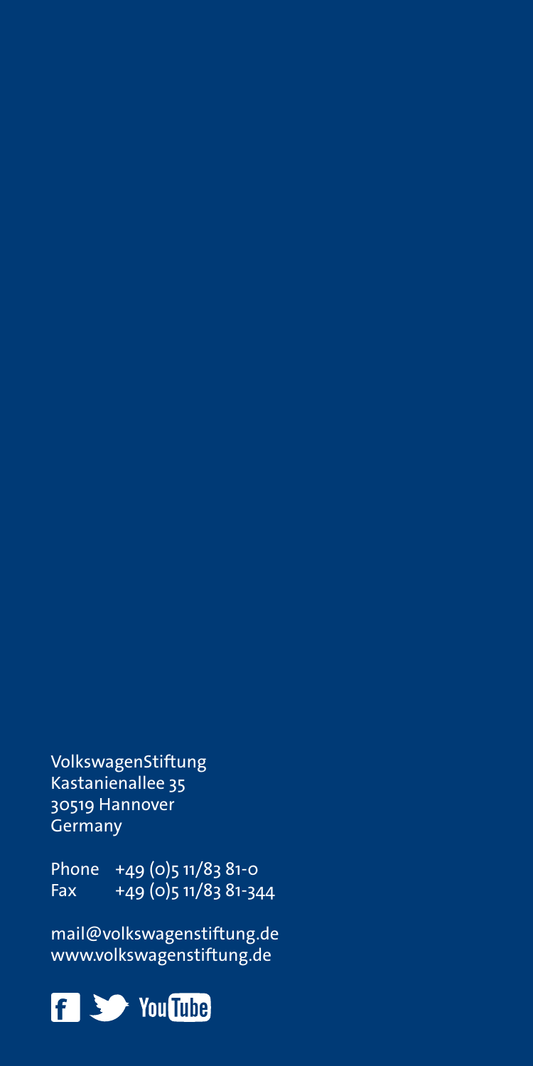VolkswagenStiftung
Kastanienallee 35
30519 Hannover
Germany

Phone +49 (0)5 11/83 81-0
Fax +49 (0)5 11/83 81-344

mail@volkswagenstiftung.de
www.volkswagenstiftung.de